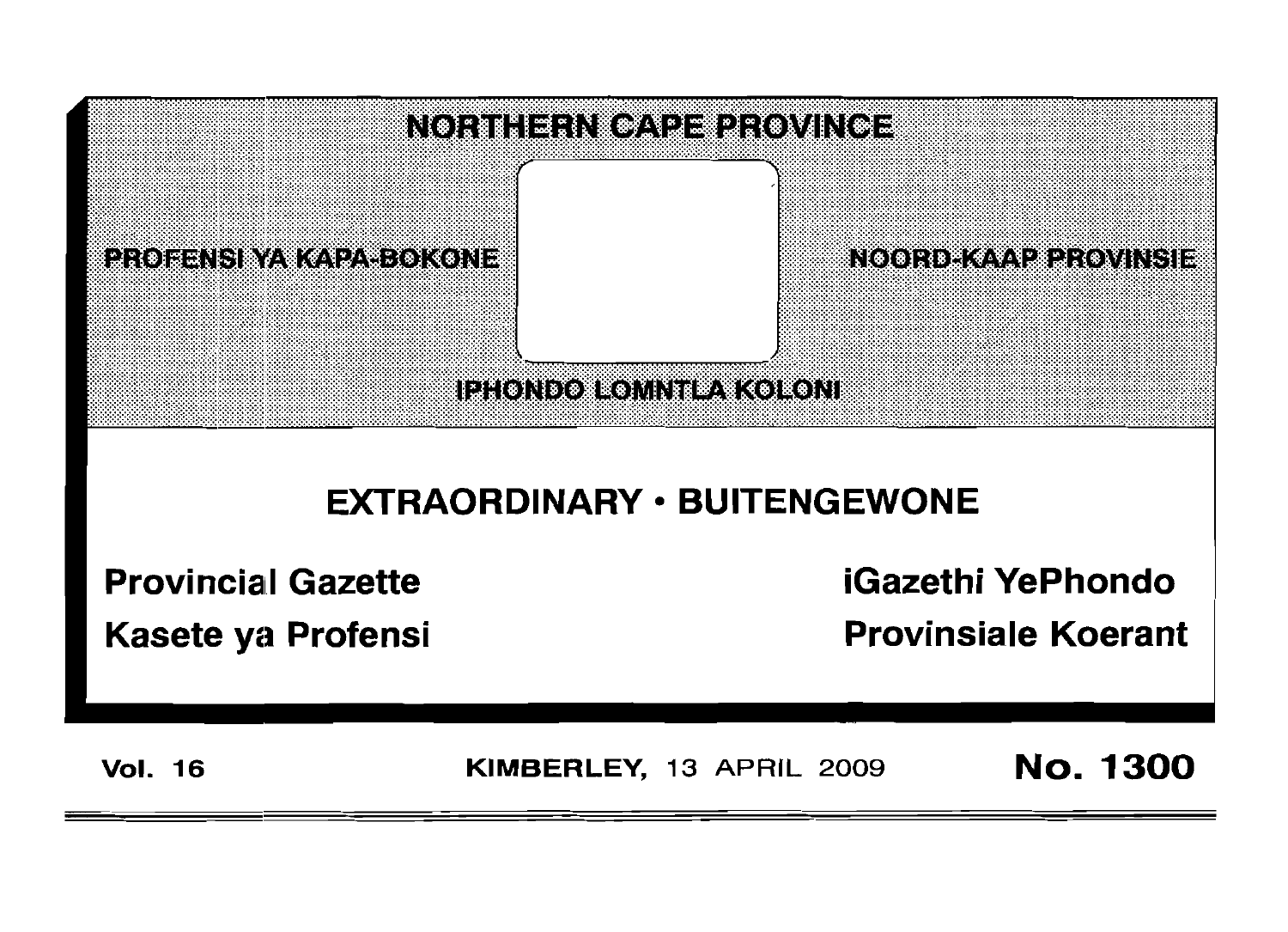# NORTHERN CAPE PROVINCE

PROFENSI YA KAPA-BOKONE

NOORD-KAAP PROVINSIE

IPHONDO LOMNTLA KOLONI

## EXTRAORDINARY • BUITENGEWONE

**Provincial Gazette**

**iGazethi YePhondo**

**Kasete ya Profensi**

**Provinsiale Koerant**

**Vol. 16** **KIMBERLEY,** 13 APRIL 2009 **No. 1300**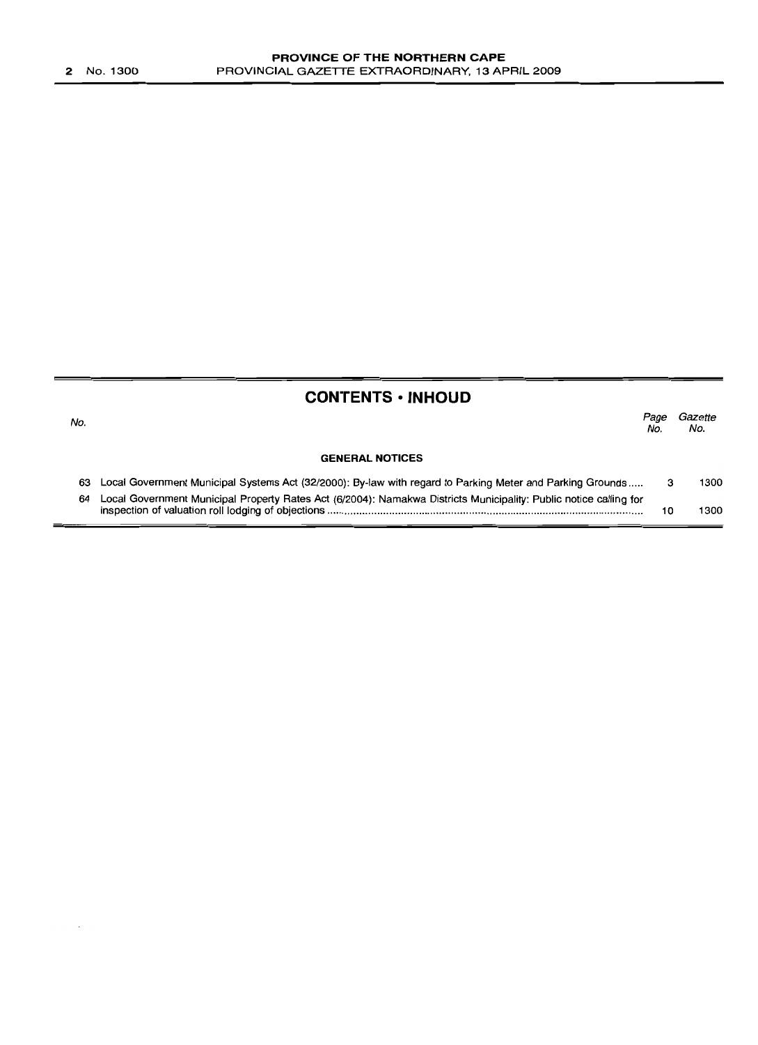## CONTENTS • INHOUD

| No. | | Page No. | Gazette No. |
|---|---|---|---|
| | **GENERAL NOTICES** | | |
| 63 | Local Government Municipal Systems Act (32/2000): By-law with regard to Parking Meter and Parking Grounds ..... | 3 | 1300 |
| 64 | Local Government Municipal Property Rates Act (6/2004): Namakwa Districts Municipality: Public notice calling for inspection of valuation roll lodging of objections ........................................................................................................... | 10 | 1300 |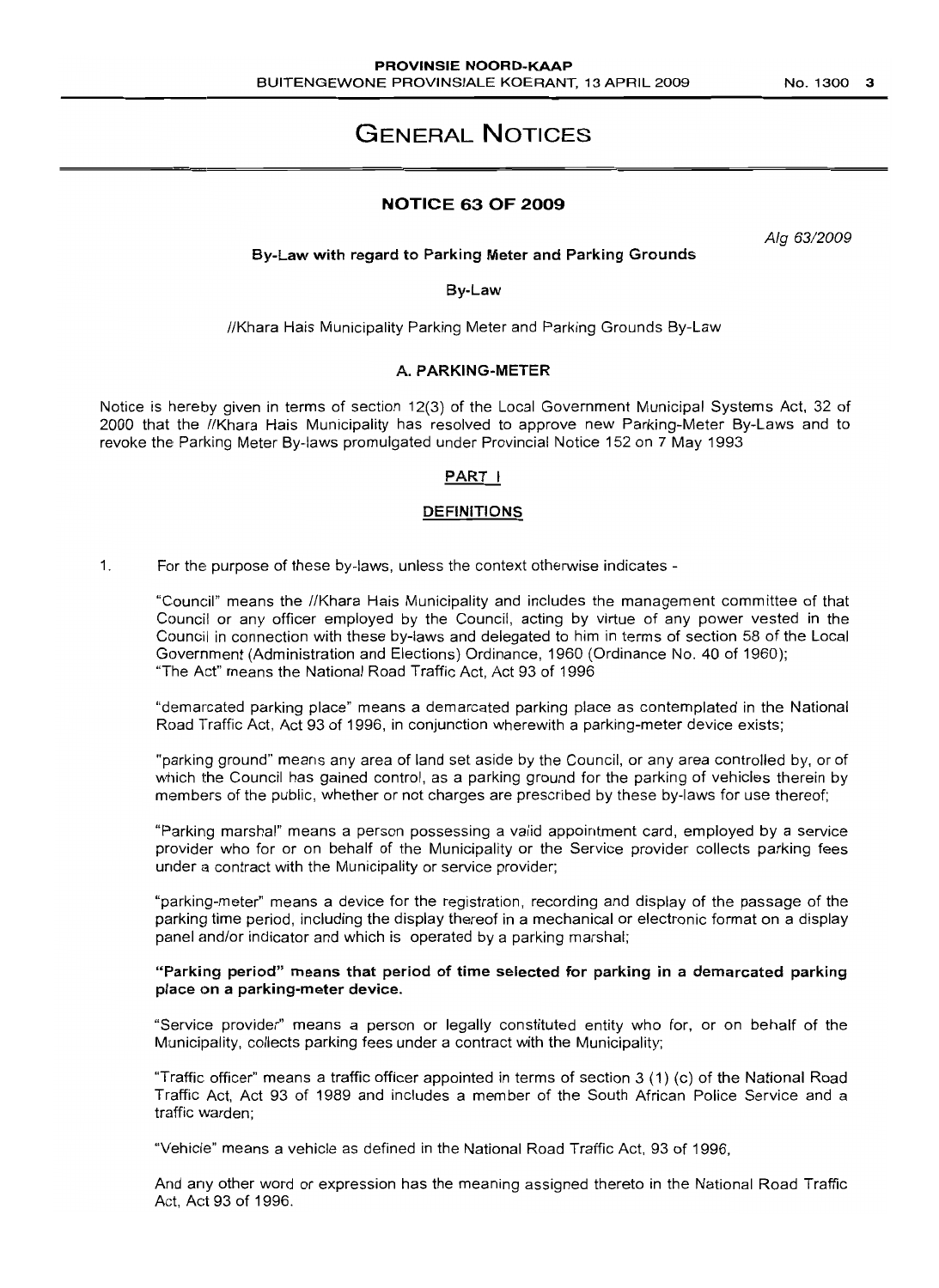# GENERAL NOTICES

## NOTICE 63 OF 2009

*Alg 63/2009*

**By-Law with regard to Parking Meter and Parking Grounds**

By-Law

//Khara Hais Municipality Parking Meter and Parking Grounds By-Law

### A. PARKING-METER

Notice is hereby given in terms of section 12(3) of the Local Government Municipal Systems Act, 32 of 2000 that the //Khara Hais Municipality has resolved to approve new Parking-Meter By-Laws and to revoke the Parking Meter By-laws promulgated under Provincial Notice 152 on 7 May 1993

#### PART I

#### DEFINITIONS

1. For the purpose of these by-laws, unless the context otherwise indicates -

"Council" means the //Khara Hais Municipality and includes the management committee of that Council or any officer employed by the Council, acting by virtue of any power vested in the Council in connection with these by-laws and delegated to him in terms of section 58 of the Local Government (Administration and Elections) Ordinance, 1960 (Ordinance No. 40 of 1960);
"The Act" means the National Road Traffic Act, Act 93 of 1996

"demarcated parking place" means a demarcated parking place as contemplated in the National Road Traffic Act, Act 93 of 1996, in conjunction wherewith a parking-meter device exists;

"parking ground" means any area of land set aside by the Council, or any area controlled by, or of which the Council has gained control, as a parking ground for the parking of vehicles therein by members of the public, whether or not charges are prescribed by these by-laws for use thereof;

"Parking marshal" means a person possessing a valid appointment card, employed by a service provider who for or on behalf of the Municipality or the Service provider collects parking fees under a contract with the Municipality or service provider;

"parking-meter" means a device for the registration, recording and display of the passage of the parking time period, including the display thereof in a mechanical or electronic format on a display panel and/or indicator and which is operated by a parking marshal;

**"Parking period" means that period of time selected for parking in a demarcated parking place on a parking-meter device.**

"Service provider" means a person or legally constituted entity who for, or on behalf of the Municipality, collects parking fees under a contract with the Municipality;

"Traffic officer" means a traffic officer appointed in terms of section 3 (1) (c) of the National Road Traffic Act, Act 93 of 1989 and includes a member of the South African Police Service and a traffic warden;

"Vehicle" means a vehicle as defined in the National Road Traffic Act, 93 of 1996,

And any other word or expression has the meaning assigned thereto in the National Road Traffic Act, Act 93 of 1996.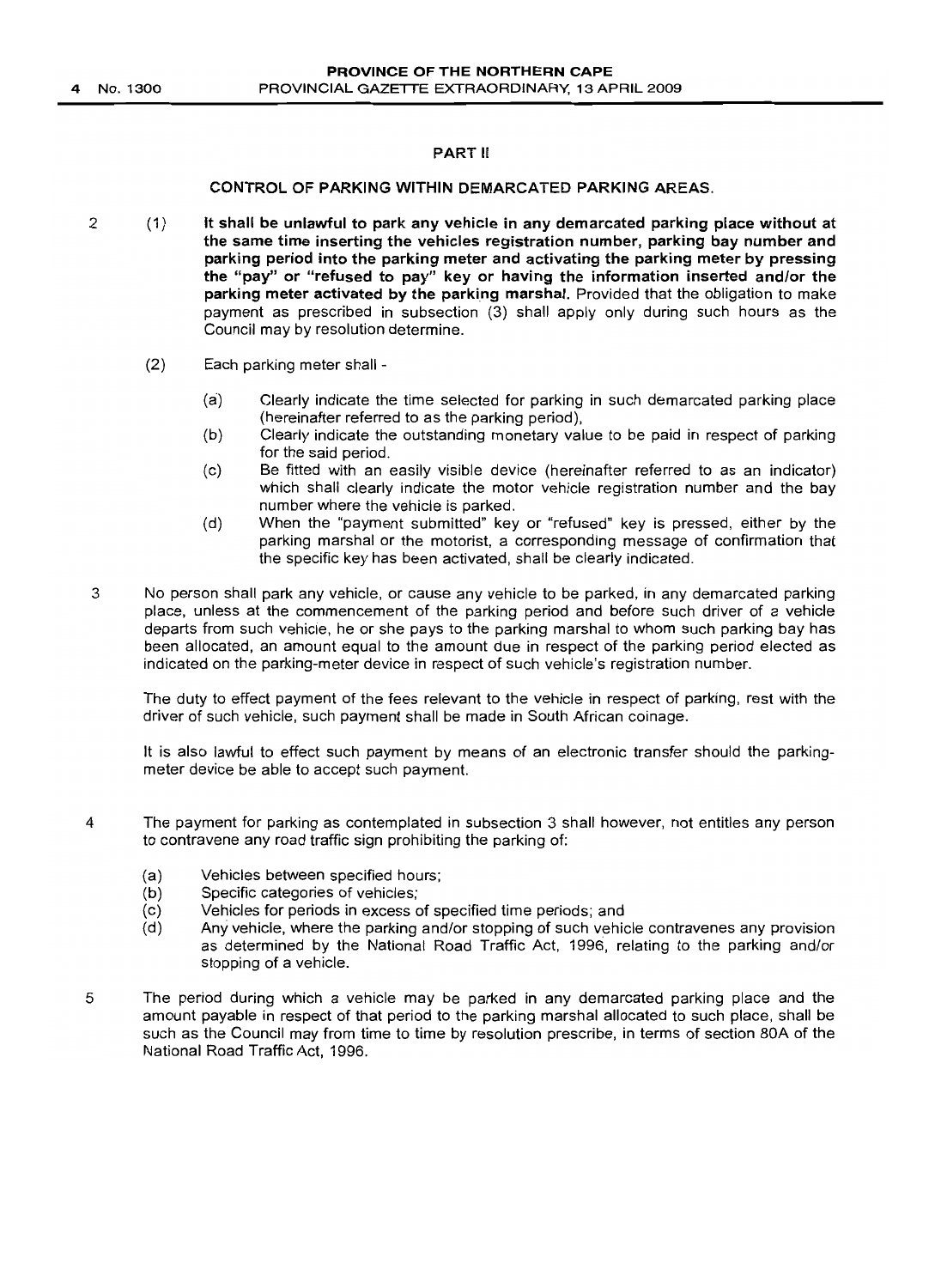## PART II

### CONTROL OF PARKING WITHIN DEMARCATED PARKING AREAS.

2 (1) **It shall be unlawful to park any vehicle in any demarcated parking place without at the same time inserting the vehicles registration number, parking bay number and parking period into the parking meter and activating the parking meter by pressing the "pay" or "refused to pay" key or having the information inserted and/or the parking meter activated by the parking marshal.** Provided that the obligation to make payment as prescribed in subsection (3) shall apply only during such hours as the Council may by resolution determine.

(2) Each parking meter shall -

(a) Clearly indicate the time selected for parking in such demarcated parking place (hereinafter referred to as the parking period),

(b) Clearly indicate the outstanding monetary value to be paid in respect of parking for the said period.

(c) Be fitted with an easily visible device (hereinafter referred to as an indicator) which shall clearly indicate the motor vehicle registration number and the bay number where the vehicle is parked.

(d) When the "payment submitted" key or "refused" key is pressed, either by the parking marshal or the motorist, a corresponding message of confirmation that the specific key has been activated, shall be clearly indicated.

3 No person shall park any vehicle, or cause any vehicle to be parked, in any demarcated parking place, unless at the commencement of the parking period and before such driver of a vehicle departs from such vehicle, he or she pays to the parking marshal to whom such parking bay has been allocated, an amount equal to the amount due in respect of the parking period elected as indicated on the parking-meter device in respect of such vehicle's registration number.

The duty to effect payment of the fees relevant to the vehicle in respect of parking, rest with the driver of such vehicle, such payment shall be made in South African coinage.

It is also lawful to effect such payment by means of an electronic transfer should the parking-meter device be able to accept such payment.

4 The payment for parking as contemplated in subsection 3 shall however, not entitles any person to contravene any road traffic sign prohibiting the parking of:

(a) Vehicles between specified hours;

(b) Specific categories of vehicles;

(c) Vehicles for periods in excess of specified time periods; and

(d) Any vehicle, where the parking and/or stopping of such vehicle contravenes any provision as determined by the National Road Traffic Act, 1996, relating to the parking and/or stopping of a vehicle.

5 The period during which a vehicle may be parked in any demarcated parking place and the amount payable in respect of that period to the parking marshal allocated to such place, shall be such as the Council may from time to time by resolution prescribe, in terms of section 80A of the National Road Traffic Act, 1996.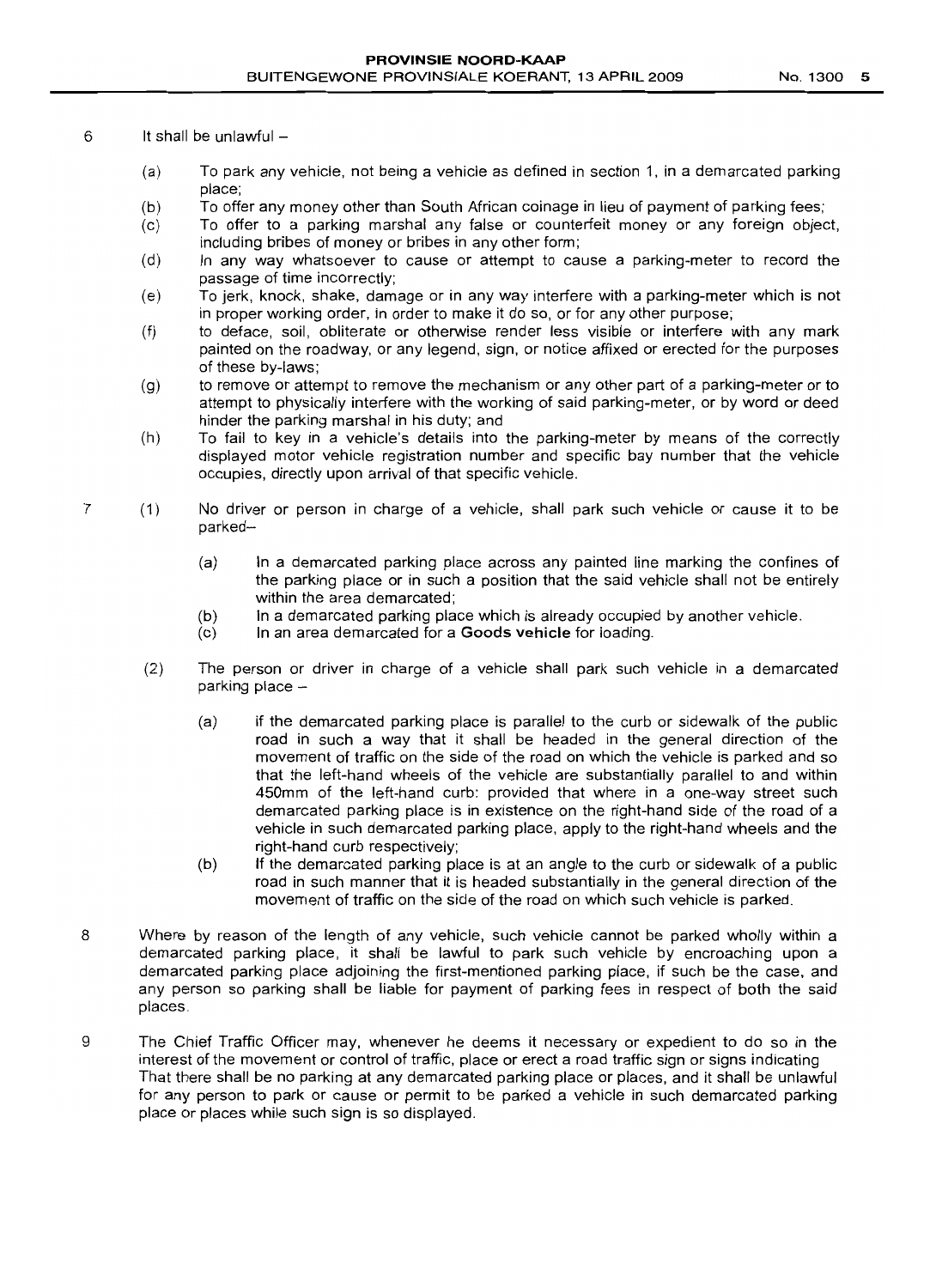6 It shall be unlawful –

- (a) To park any vehicle, not being a vehicle as defined in section 1, in a demarcated parking place;
- (b) To offer any money other than South African coinage in lieu of payment of parking fees;
- (c) To offer to a parking marshal any false or counterfeit money or any foreign object, including bribes of money or bribes in any other form;
- (d) In any way whatsoever to cause or attempt to cause a parking-meter to record the passage of time incorrectly;
- (e) To jerk, knock, shake, damage or in any way interfere with a parking-meter which is not in proper working order, in order to make it do so, or for any other purpose;
- (f) to deface, soil, obliterate or otherwise render less visible or interfere with any mark painted on the roadway, or any legend, sign, or notice affixed or erected for the purposes of these by-laws;
- (g) to remove or attempt to remove the mechanism or any other part of a parking-meter or to attempt to physically interfere with the working of said parking-meter, or by word or deed hinder the parking marshal in his duty; and
- (h) To fail to key in a vehicle's details into the parking-meter by means of the correctly displayed motor vehicle registration number and specific bay number that the vehicle occupies, directly upon arrival of that specific vehicle.

7 (1) No driver or person in charge of a vehicle, shall park such vehicle or cause it to be parked–

- (a) In a demarcated parking place across any painted line marking the confines of the parking place or in such a position that the said vehicle shall not be entirely within the area demarcated;
- (b) In a demarcated parking place which is already occupied by another vehicle.
- (c) In an area demarcated for a **Goods vehicle** for loading.

(2) The person or driver in charge of a vehicle shall park such vehicle in a demarcated parking place –

- (a) if the demarcated parking place is parallel to the curb or sidewalk of the public road in such a way that it shall be headed in the general direction of the movement of traffic on the side of the road on which the vehicle is parked and so that the left-hand wheels of the vehicle are substantially parallel to and within 450mm of the left-hand curb: provided that where in a one-way street such demarcated parking place is in existence on the right-hand side of the road of a vehicle in such demarcated parking place, apply to the right-hand wheels and the right-hand curb respectively;
- (b) If the demarcated parking place is at an angle to the curb or sidewalk of a public road in such manner that it is headed substantially in the general direction of the movement of traffic on the side of the road on which such vehicle is parked.

8 Where by reason of the length of any vehicle, such vehicle cannot be parked wholly within a demarcated parking place, it shall be lawful to park such vehicle by encroaching upon a demarcated parking place adjoining the first-mentioned parking place, if such be the case, and any person so parking shall be liable for payment of parking fees in respect of both the said places.

9 The Chief Traffic Officer may, whenever he deems it necessary or expedient to do so in the interest of the movement or control of traffic, place or erect a road traffic sign or signs indicating That there shall be no parking at any demarcated parking place or places, and it shall be unlawful for any person to park or cause or permit to be parked a vehicle in such demarcated parking place or places while such sign is so displayed.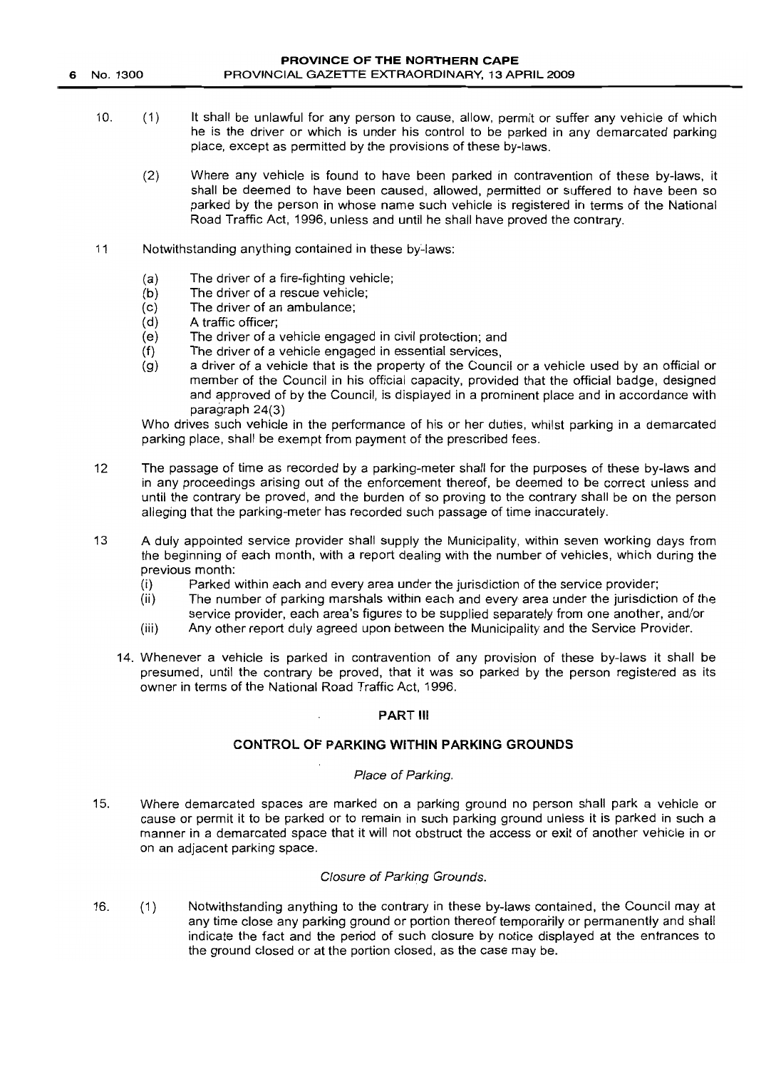10. (1) It shall be unlawful for any person to cause, allow, permit or suffer any vehicle of which he is the driver or which is under his control to be parked in any demarcated parking place, except as permitted by the provisions of these by-laws.

    (2) Where any vehicle is found to have been parked in contravention of these by-laws, it shall be deemed to have been caused, allowed, permitted or suffered to have been so parked by the person in whose name such vehicle is registered in terms of the National Road Traffic Act, 1996, unless and until he shall have proved the contrary.

11 Notwithstanding anything contained in these by-laws:

    (a) The driver of a fire-fighting vehicle;
    (b) The driver of a rescue vehicle;
    (c) The driver of an ambulance;
    (d) A traffic officer;
    (e) The driver of a vehicle engaged in civil protection; and
    (f) The driver of a vehicle engaged in essential services,
    (g) a driver of a vehicle that is the property of the Council or a vehicle used by an official or member of the Council in his official capacity, provided that the official badge, designed and approved of by the Council, is displayed in a prominent place and in accordance with paragraph 24(3)

    Who drives such vehicle in the performance of his or her duties, whilst parking in a demarcated parking place, shall be exempt from payment of the prescribed fees.

12 The passage of time as recorded by a parking-meter shall for the purposes of these by-laws and in any proceedings arising out of the enforcement thereof, be deemed to be correct unless and until the contrary be proved, and the burden of so proving to the contrary shall be on the person alleging that the parking-meter has recorded such passage of time inaccurately.

13 A duly appointed service provider shall supply the Municipality, within seven working days from the beginning of each month, with a report dealing with the number of vehicles, which during the previous month:

    (i) Parked within each and every area under the jurisdiction of the service provider;
    (ii) The number of parking marshals within each and every area under the jurisdiction of the service provider, each area's figures to be supplied separately from one another, and/or
    (iii) Any other report duly agreed upon between the Municipality and the Service Provider.

14. Whenever a vehicle is parked in contravention of any provision of these by-laws it shall be presumed, until the contrary be proved, that it was so parked by the person registered as its owner in terms of the National Road Traffic Act, 1996.

## PART III

## CONTROL OF PARKING WITHIN PARKING GROUNDS

*Place of Parking.*

15. Where demarcated spaces are marked on a parking ground no person shall park a vehicle or cause or permit it to be parked or to remain in such parking ground unless it is parked in such a manner in a demarcated space that it will not obstruct the access or exit of another vehicle in or on an adjacent parking space.

*Closure of Parking Grounds.*

16. (1) Notwithstanding anything to the contrary in these by-laws contained, the Council may at any time close any parking ground or portion thereof temporarily or permanently and shall indicate the fact and the period of such closure by notice displayed at the entrances to the ground closed or at the portion closed, as the case may be.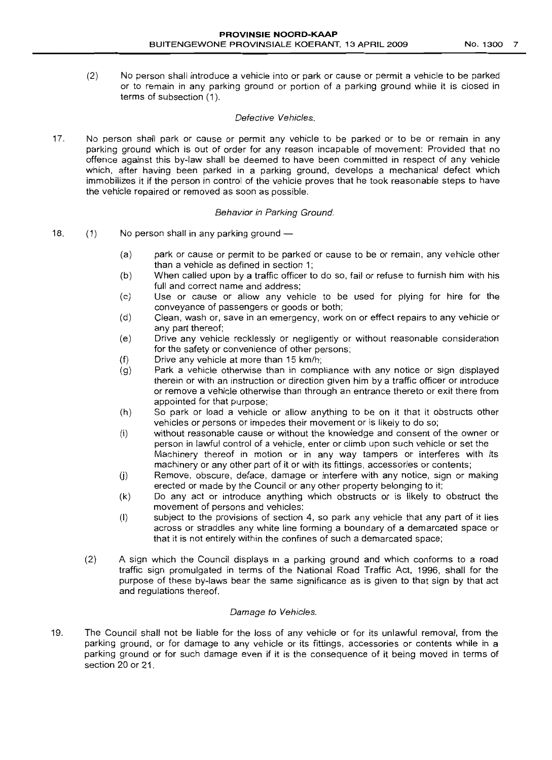(2) No person shall introduce a vehicle into or park or cause or permit a vehicle to be parked or to remain in any parking ground or portion of a parking ground while it is closed in terms of subsection (1).

*Defective Vehicles.*

17. No person shall park or cause or permit any vehicle to be parked or to be or remain in any parking ground which is out of order for any reason incapable of movement: Provided that no offence against this by-law shall be deemed to have been committed in respect of any vehicle which, after having been parked in a parking ground, develops a mechanical defect which immobilizes it if the person in control of the vehicle proves that he took reasonable steps to have the vehicle repaired or removed as soon as possible.

*Behavior in Parking Ground.*

18. (1) No person shall in any parking ground —

(a) park or cause or permit to be parked or cause to be or remain, any vehicle other than a vehicle as defined in section 1;

(b) When called upon by a traffic officer to do so, fail or refuse to furnish him with his full and correct name and address;

(c) Use or cause or allow any vehicle to be used for plying for hire for the conveyance of passengers or goods or both;

(d) Clean, wash or, save in an emergency, work on or effect repairs to any vehicle or any part thereof;

(e) Drive any vehicle recklessly or negligently or without reasonable consideration for the safety or convenience of other persons;

(f) Drive any vehicle at more than 15 km/h;

(g) Park a vehicle otherwise than in compliance with any notice or sign displayed therein or with an instruction or direction given him by a traffic officer or introduce or remove a vehicle otherwise than through an entrance thereto or exit there from appointed for that purpose;

(h) So park or load a vehicle or allow anything to be on it that it obstructs other vehicles or persons or impedes their movement or is likely to do so;

(i) without reasonable cause or without the knowledge and consent of the owner or person in lawful control of a vehicle, enter or climb upon such vehicle or set the Machinery thereof in motion or in any way tampers or interferes with its machinery or any other part of it or with its fittings, accessories or contents;

(j) Remove, obscure, deface, damage or interfere with any notice, sign or making erected or made by the Council or any other property belonging to it;

(k) Do any act or introduce anything which obstructs or is likely to obstruct the movement of persons and vehicles;

(l) subject to the provisions of section 4, so park any vehicle that any part of it lies across or straddles any white line forming a boundary of a demarcated space or that it is not entirely within the confines of such a demarcated space;

(2) A sign which the Council displays in a parking ground and which conforms to a road traffic sign promulgated in terms of the National Road Traffic Act, 1996, shall for the purpose of these by-laws bear the same significance as is given to that sign by that act and regulations thereof.

*Damage to Vehicles.*

19. The Council shall not be liable for the loss of any vehicle or for its unlawful removal, from the parking ground, or for damage to any vehicle or its fittings, accessories or contents while in a parking ground or for such damage even if it is the consequence of it being moved in terms of section 20 or 21.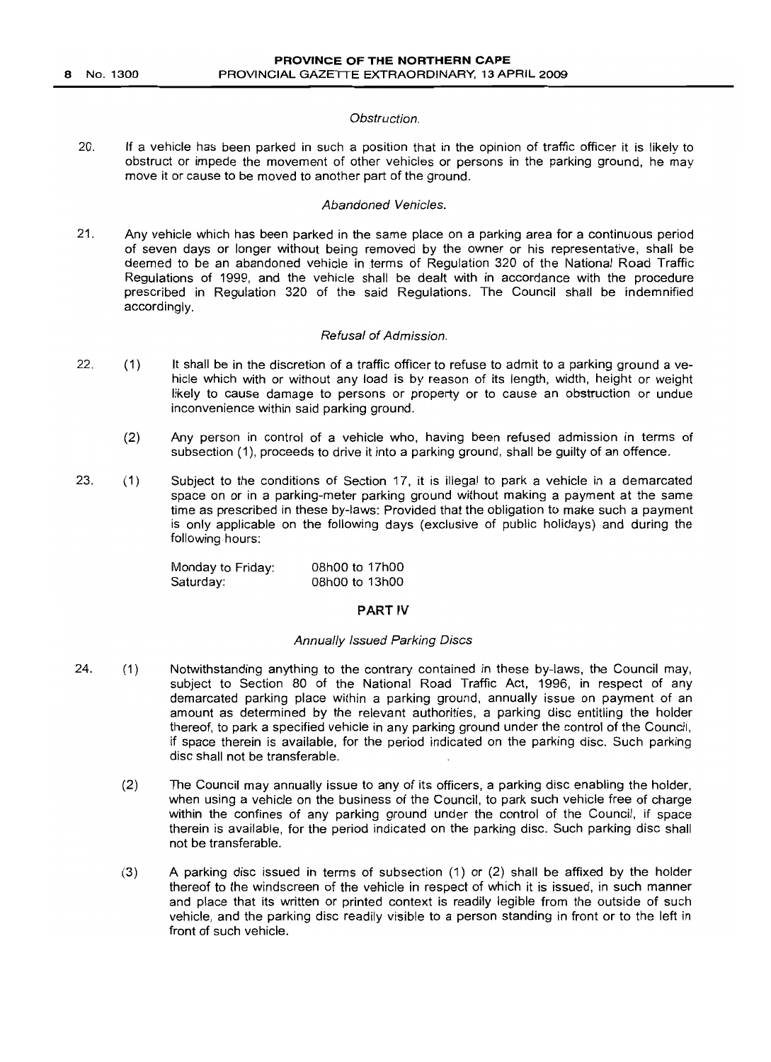*Obstruction.*

20. If a vehicle has been parked in such a position that in the opinion of traffic officer it is likely to obstruct or impede the movement of other vehicles or persons in the parking ground, he may move it or cause to be moved to another part of the ground.

*Abandoned Vehicles.*

21. Any vehicle which has been parked in the same place on a parking area for a continuous period of seven days or longer without being removed by the owner or his representative, shall be deemed to be an abandoned vehicle in terms of Regulation 320 of the National Road Traffic Regulations of 1999, and the vehicle shall be dealt with in accordance with the procedure prescribed in Regulation 320 of the said Regulations. The Council shall be indemnified accordingly.

*Refusal of Admission.*

22. (1) It shall be in the discretion of a traffic officer to refuse to admit to a parking ground a vehicle which with or without any load is by reason of its length, width, height or weight likely to cause damage to persons or property or to cause an obstruction or undue inconvenience within said parking ground.

(2) Any person in control of a vehicle who, having been refused admission in terms of subsection (1), proceeds to drive it into a parking ground, shall be guilty of an offence.

23. (1) Subject to the conditions of Section 17, it is illegal to park a vehicle in a demarcated space on or in a parking-meter parking ground without making a payment at the same time as prescribed in these by-laws: Provided that the obligation to make such a payment is only applicable on the following days (exclusive of public holidays) and during the following hours:

| | |
|---|---|
| Monday to Friday: | 08h00 to 17h00 |
| Saturday: | 08h00 to 13h00 |

**PART IV**

*Annually Issued Parking Discs*

24. (1) Notwithstanding anything to the contrary contained in these by-laws, the Council may, subject to Section 80 of the National Road Traffic Act, 1996, in respect of any demarcated parking place within a parking ground, annually issue on payment of an amount as determined by the relevant authorities, a parking disc entitling the holder thereof, to park a specified vehicle in any parking ground under the control of the Council, if space therein is available, for the period indicated on the parking disc. Such parking disc shall not be transferable.

(2) The Council may annually issue to any of its officers, a parking disc enabling the holder, when using a vehicle on the business of the Council, to park such vehicle free of charge within the confines of any parking ground under the control of the Council, if space therein is available, for the period indicated on the parking disc. Such parking disc shall not be transferable.

(3) A parking disc issued in terms of subsection (1) or (2) shall be affixed by the holder thereof to the windscreen of the vehicle in respect of which it is issued, in such manner and place that its written or printed context is readily legible from the outside of such vehicle, and the parking disc readily visible to a person standing in front or to the left in front of such vehicle.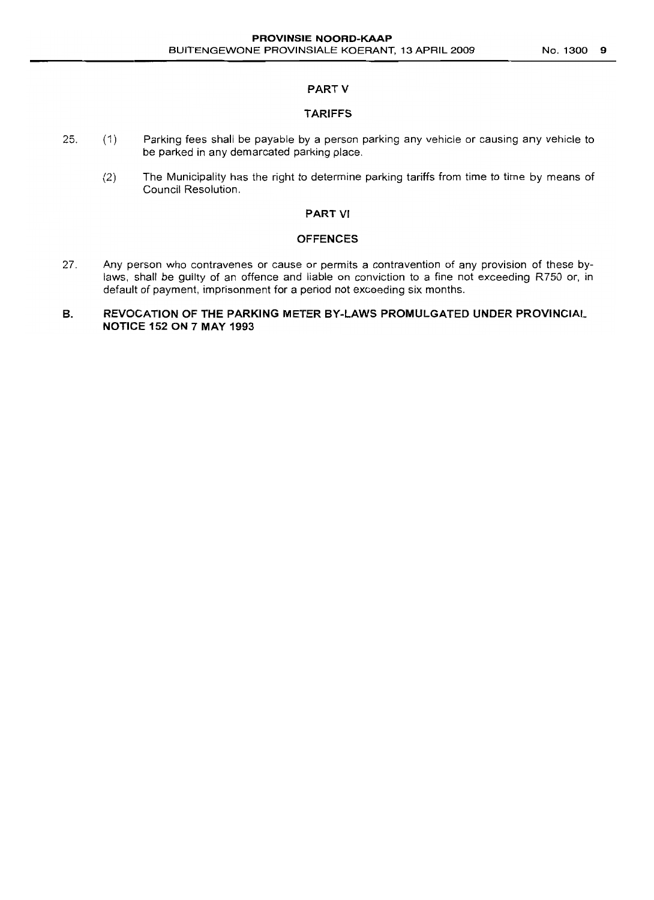## PART V

## TARIFFS

25. (1) Parking fees shall be payable by a person parking any vehicle or causing any vehicle to be parked in any demarcated parking place.

    (2) The Municipality has the right to determine parking tariffs from time to time by means of Council Resolution.

## PART VI

## OFFENCES

27. Any person who contravenes or cause or permits a contravention of any provision of these by-laws, shall be guilty of an offence and liable on conviction to a fine not exceeding R750 or, in default of payment, imprisonment for a period not exceeding six months.

**B. REVOCATION OF THE PARKING METER BY-LAWS PROMULGATED UNDER PROVINCIAL NOTICE 152 ON 7 MAY 1993**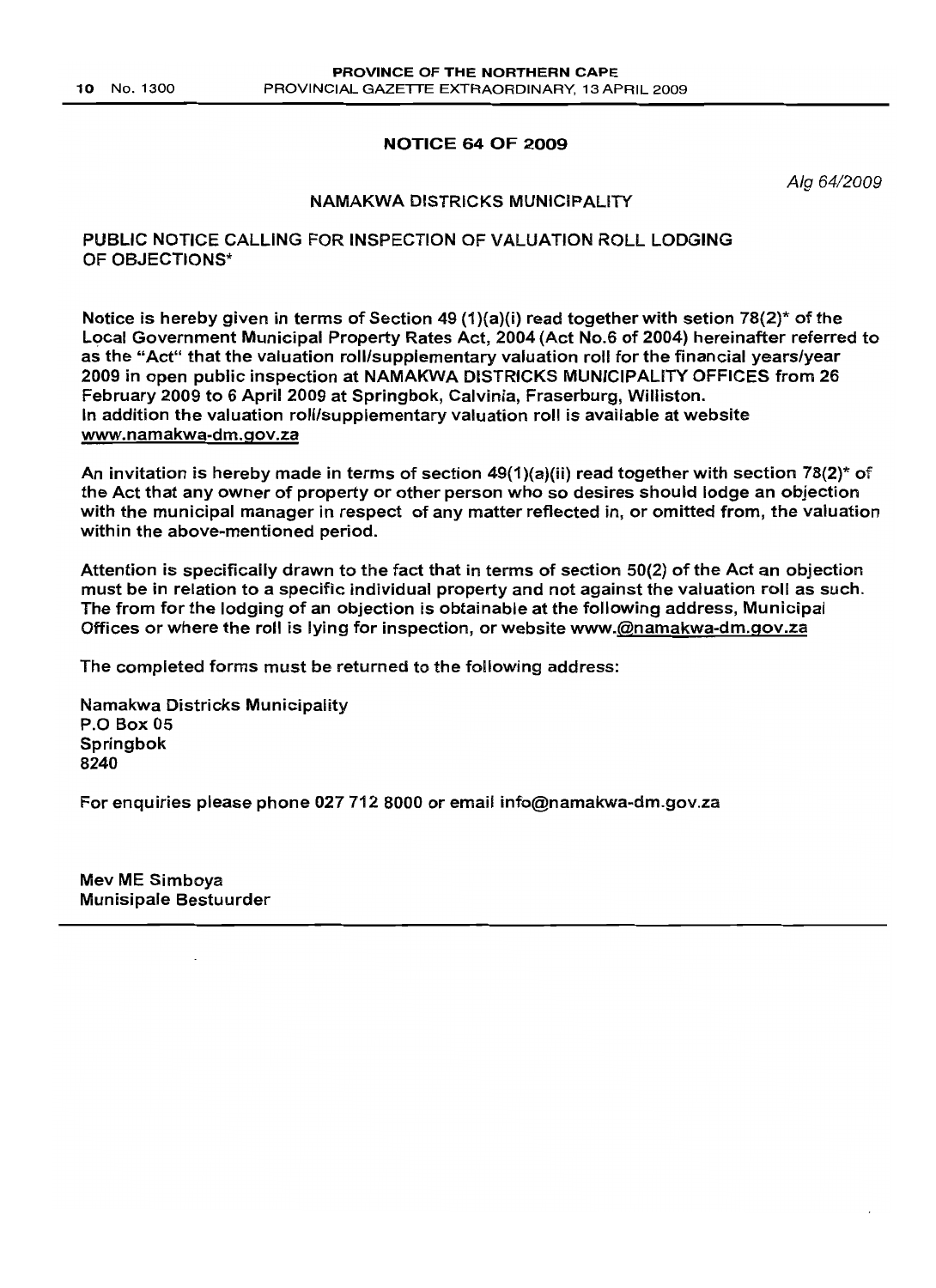## NOTICE 64 OF 2009

*Alg 64/2009*

### NAMAKWA DISTRICKS MUNICIPALITY

### PUBLIC NOTICE CALLING FOR INSPECTION OF VALUATION ROLL LODGING OF OBJECTIONS*

Notice is hereby given in terms of Section 49 (1)(a)(i) read together with setion 78(2)* of the Local Government Municipal Property Rates Act, 2004 (Act No.6 of 2004) hereinafter referred to as the "Act" that the valuation roll/supplementary valuation roll for the financial years/year 2009 in open public inspection at NAMAKWA DISTRICKS MUNICIPALITY OFFICES from 26 February 2009 to 6 April 2009 at Springbok, Calvinia, Fraserburg, Williston.
In addition the valuation roll/supplementary valuation roll is available at website www.namakwa-dm.gov.za

An invitation is hereby made in terms of section 49(1)(a)(ii) read together with section 78(2)* of the Act that any owner of property or other person who so desires should lodge an objection with the municipal manager in respect of any matter reflected in, or omitted from, the valuation within the above-mentioned period.

Attention is specifically drawn to the fact that in terms of section 50(2) of the Act an objection must be in relation to a specific individual property and not against the valuation roll as such. The from for the lodging of an objection is obtainable at the following address, Municipal Offices or where the roll is lying for inspection, or website www.@namakwa-dm.gov.za

The completed forms must be returned to the following address:

Namakwa Districks Municipality
P.O Box 05
Springbok
8240

For enquiries please phone 027 712 8000 or email info@namakwa-dm.gov.za

Mev ME Simboya
Munisipale Bestuurder